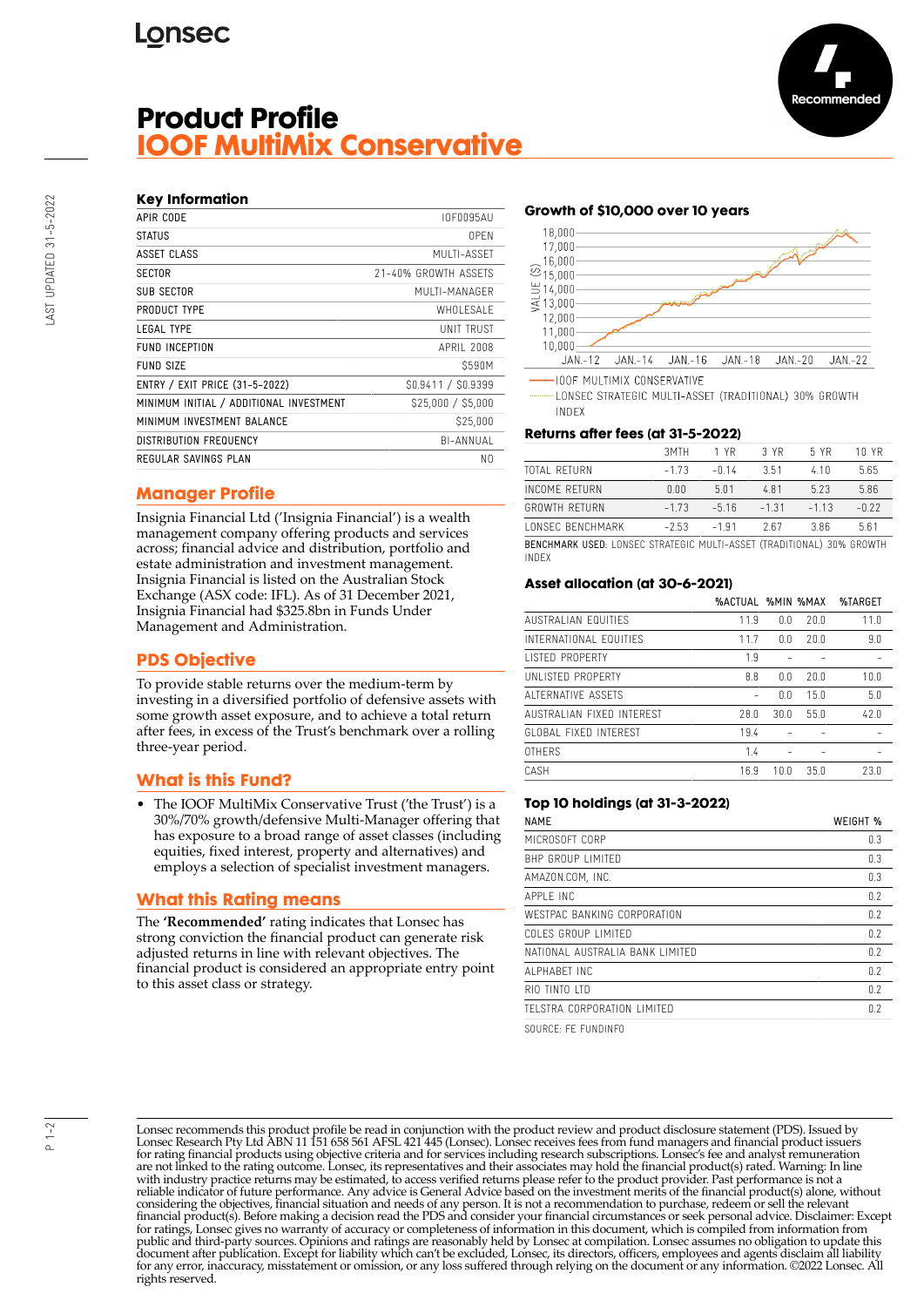Lonsec

# Product Profile
# IOOF MultiMix Conservative

Recommended

LAST UPDATED 31-5-2022

### Key Information

| | |
|---|---|
| APIR CODE | IOF0095AU |
| STATUS | OPEN |
| ASSET CLASS | MULTI-ASSET |
| SECTOR | 21-40% GROWTH ASSETS |
| SUB SECTOR | MULTI-MANAGER |
| PRODUCT TYPE | WHOLESALE |
| LEGAL TYPE | UNIT TRUST |
| FUND INCEPTION | APRIL 2008 |
| FUND SIZE | $590M |
| ENTRY / EXIT PRICE (31-5-2022) | $0.9411 / $0.9399 |
| MINIMUM INITIAL / ADDITIONAL INVESTMENT | $25,000 / $5,000 |
| MINIMUM INVESTMENT BALANCE | $25,000 |
| DISTRIBUTION FREQUENCY | BI-ANNUAL |
| REGULAR SAVINGS PLAN | NO |

## Manager Profile

Insignia Financial Ltd ('Insignia Financial') is a wealth management company offering products and services across; financial advice and distribution, portfolio and estate administration and investment management. Insignia Financial is listed on the Australian Stock Exchange (ASX code: IFL). As of 31 December 2021, Insignia Financial had $325.8bn in Funds Under Management and Administration.

## PDS Objective

To provide stable returns over the medium-term by investing in a diversified portfolio of defensive assets with some growth asset exposure, and to achieve a total return after fees, in excess of the Trust's benchmark over a rolling three-year period.

## What is this Fund?

- The IOOF MultiMix Conservative Trust ('the Trust') is a 30%/70% growth/defensive Multi-Manager offering that has exposure to a broad range of asset classes (including equities, fixed interest, property and alternatives) and employs a selection of specialist investment managers.

## What this Rating means

The **'Recommended'** rating indicates that Lonsec has strong conviction the financial product can generate risk adjusted returns in line with relevant objectives. The financial product is considered an appropriate entry point to this asset class or strategy.

### Growth of $10,000 over 10 years

VALUE ($): 10,000 – 18,000; JAN.-12, JAN.-14, JAN.-16, JAN.-18, JAN.-20, JAN.-22

— IOOF MULTIMIX CONSERVATIVE
···· LONSEC STRATEGIC MULTI-ASSET (TRADITIONAL) 30% GROWTH INDEX

### Returns after fees (at 31-5-2022)

| | 3MTH | 1 YR | 3 YR | 5 YR | 10 YR |
|---|---|---|---|---|---|
| TOTAL RETURN | -1.73 | -0.14 | 3.51 | 4.10 | 5.65 |
| INCOME RETURN | 0.00 | 5.01 | 4.81 | 5.23 | 5.86 |
| GROWTH RETURN | -1.73 | -5.16 | -1.31 | -1.13 | -0.22 |
| LONSEC BENCHMARK | -2.53 | -1.91 | 2.67 | 3.86 | 5.61 |

BENCHMARK USED: LONSEC STRATEGIC MULTI-ASSET (TRADITIONAL) 30% GROWTH INDEX

### Asset allocation (at 30-6-2021)

| | %ACTUAL | %MIN | %MAX | %TARGET |
|---|---|---|---|---|
| AUSTRALIAN EQUITIES | 11.9 | 0.0 | 20.0 | 11.0 |
| INTERNATIONAL EQUITIES | 11.7 | 0.0 | 20.0 | 9.0 |
| LISTED PROPERTY | 1.9 | - | - | - |
| UNLISTED PROPERTY | 8.8 | 0.0 | 20.0 | 10.0 |
| ALTERNATIVE ASSETS | - | 0.0 | 15.0 | 5.0 |
| AUSTRALIAN FIXED INTEREST | 28.0 | 30.0 | 55.0 | 42.0 |
| GLOBAL FIXED INTEREST | 19.4 | - | - | - |
| OTHERS | 1.4 | - | - | - |
| CASH | 16.9 | 10.0 | 35.0 | 23.0 |

### Top 10 holdings (at 31-3-2022)

| NAME | WEIGHT % |
|---|---|
| MICROSOFT CORP | 0.3 |
| BHP GROUP LIMITED | 0.3 |
| AMAZON.COM, INC. | 0.3 |
| APPLE INC | 0.2 |
| WESTPAC BANKING CORPORATION | 0.2 |
| COLES GROUP LIMITED | 0.2 |
| NATIONAL AUSTRALIA BANK LIMITED | 0.2 |
| ALPHABET INC | 0.2 |
| RIO TINTO LTD | 0.2 |
| TELSTRA CORPORATION LIMITED | 0.2 |

SOURCE: FE FUNDINFO

Lonsec recommends this product profile be read in conjunction with the product review and product disclosure statement (PDS). Issued by Lonsec Research Pty Ltd ABN 11 151 658 561 AFSL 421 445 (Lonsec). Lonsec receives fees from fund managers and financial product issuers for rating financial products using objective criteria and for services including research subscriptions. Lonsec's fee and analyst remuneration are not linked to the rating outcome. Lonsec, its representatives and their associates may hold the financial product(s) rated. Warning: In line with industry practice returns may be estimated, to access verified returns please refer to the product provider. Past performance is not a reliable indicator of future performance. Any advice is General Advice based on the investment merits of the financial product(s) alone, without considering the objectives, financial situation and needs of any person. It is not a recommendation to purchase, redeem or sell the relevant financial product(s). Before making a decision read the PDS and consider your financial circumstances or seek personal advice. Disclaimer: Except for ratings, Lonsec gives no warranty of accuracy or completeness of information in this document, which is compiled from information from public and third-party sources. Opinions and ratings are reasonably held by Lonsec at compilation. Lonsec assumes no obligation to update this document after publication. Except for liability which can't be excluded, Lonsec, its directors, officers, employees and agents disclaim all liability for any error, inaccuracy, misstatement or omission, or any loss suffered through relying on the document or any information. ©2022 Lonsec. All rights reserved.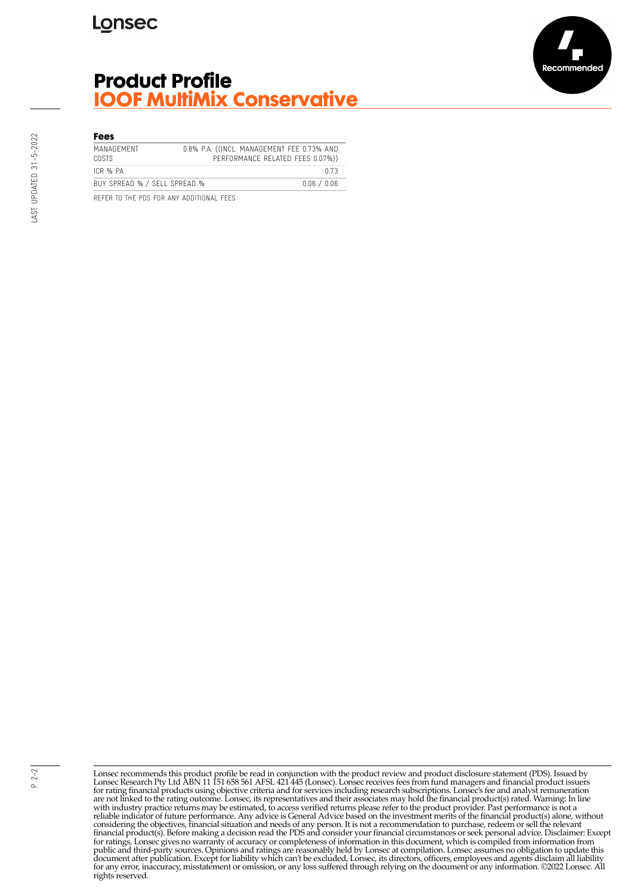# Product Profile
## IOOF MultiMix Conservative

Recommended

### Fees

| | |
|---|---|
| MANAGEMENT COSTS | 0.8% P.A. ((INCL. MANAGEMENT FEE 0.73% AND PERFORMANCE RELATED FEES 0.07%)) |
| ICR % PA | 0.73 |
| BUY SPREAD % / SELL SPREAD % | 0.06 / 0.06 |

REFER TO THE PDS FOR ANY ADDITIONAL FEES

LAST UPDATED 31-5-2022

Lonsec recommends this product profile be read in conjunction with the product review and product disclosure statement (PDS). Issued by Lonsec Research Pty Ltd ABN 11 151 658 561 AFSL 421 445 (Lonsec). Lonsec receives fees from fund managers and financial product issuers for rating financial products using objective criteria and for services including research subscriptions. Lonsec's fee and analyst remuneration are not linked to the rating outcome. Lonsec, its representatives and their associates may hold the financial product(s) rated. Warning: In line with industry practice returns may be estimated, to access verified returns please refer to the product provider. Past performance is not a reliable indicator of future performance. Any advice is General Advice based on the investment merits of the financial product(s) alone, without considering the objectives, financial situation and needs of any person. It is not a recommendation to purchase, redeem or sell the relevant financial product(s). Before making a decision read the PDS and consider your financial circumstances or seek personal advice. Disclaimer: Except for ratings, Lonsec gives no warranty of accuracy or completeness of information in this document, which is compiled from information from public and third-party sources. Opinions and ratings are reasonably held by Lonsec at compilation. Lonsec assumes no obligation to update this document after publication. Except for liability which can't be excluded, Lonsec, its directors, officers, employees and agents disclaim all liability for any error, inaccuracy, misstatement or omission, or any loss suffered through relying on the document or any information. ©2022 Lonsec. All rights reserved.